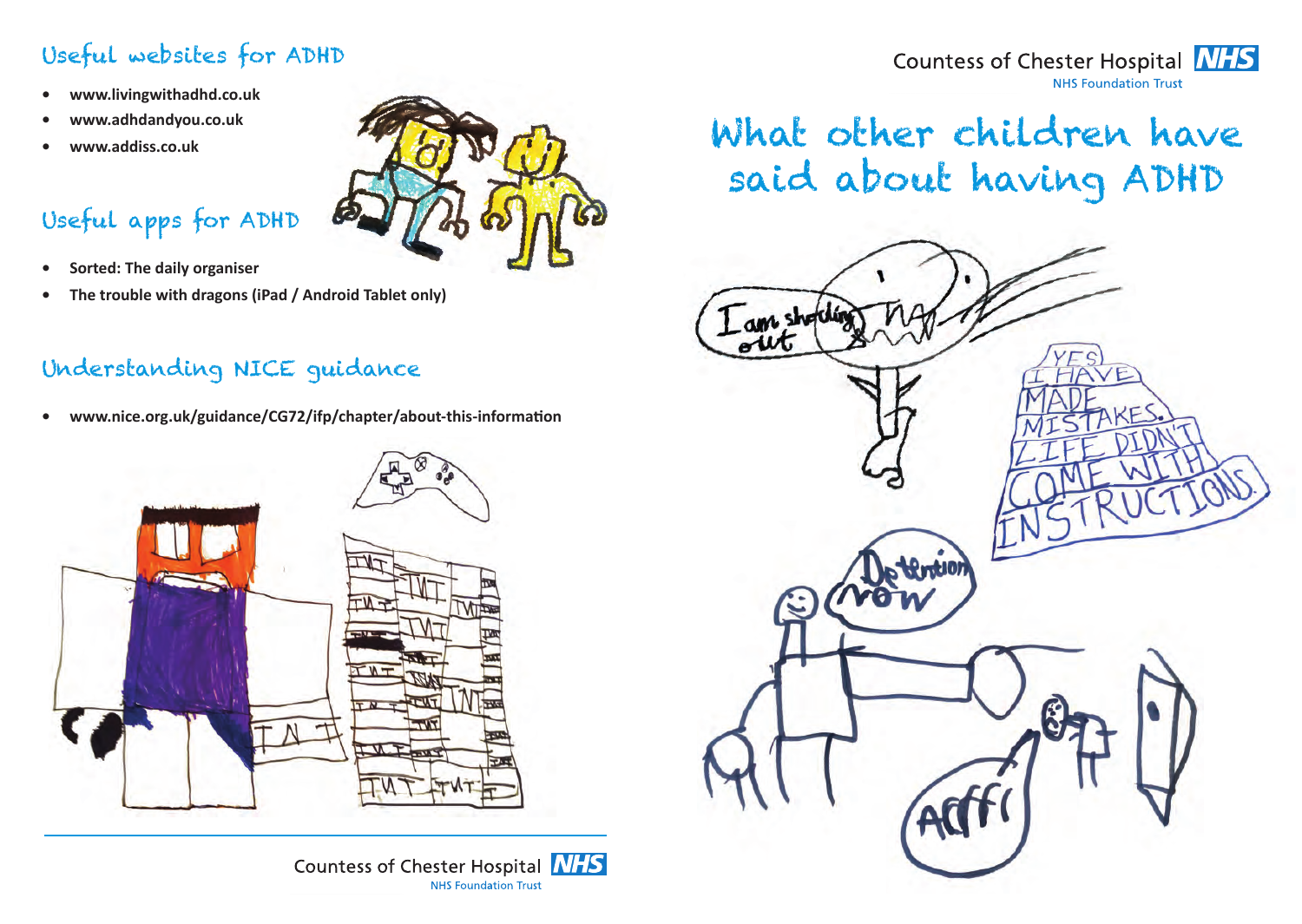## Useful websites for ADHD

- www.livingwithadhd.co.uk
- www.adhdandyou.co.uk
- www.addiss.co.uk

## Useful apps for ADHD

- Sorted: The daily organiser
- The trouble with dragons (iPad / Android Tablet only)

## Understanding NICE guidance

- www.nice.org.uk/guidance/CG72/ifp/chapter/about-this-information

Countess of Chester Hospital NHS Foundation Trust

Countess of Chester Hospital NHS Foundation Trust

# What other children have said about having ADHD

I am shouting out

YES I HAVE MADE MISTAKES. LIFE DIDN'T COME WITH INSTRUCTIONS.

Detention now

Arrffi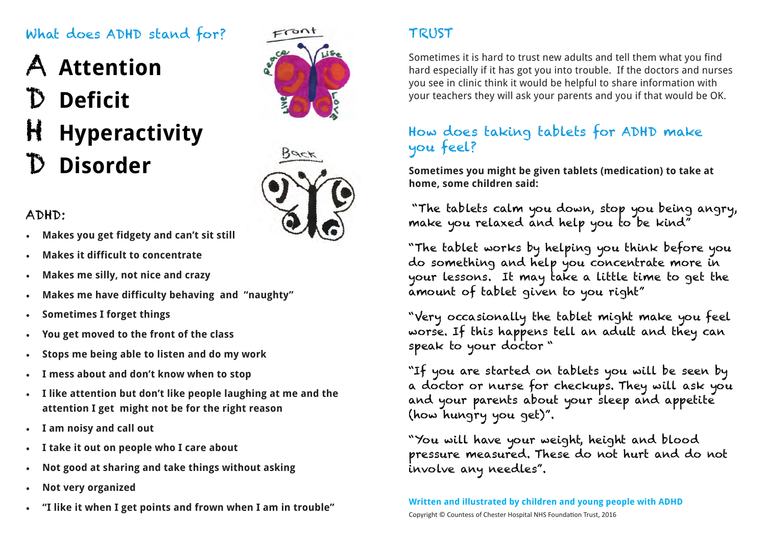## What does ADHD stand for?

# A Attention
# D Deficit
# H Hyperactivity
# D Disorder

Front

Peace Life Love Live

Back

ADHD:

- **Makes you get fidgety and can't sit still**
- **Makes it difficult to concentrate**
- **Makes me silly, not nice and crazy**
- **Makes me have difficulty behaving and "naughty"**
- **Sometimes I forget things**
- **You get moved to the front of the class**
- **Stops me being able to listen and do my work**
- **I mess about and don't know when to stop**
- **I like attention but don't like people laughing at me and the attention I get might not be for the right reason**
- **I am noisy and call out**
- **I take it out on people who I care about**
- **Not good at sharing and take things without asking**
- **Not very organized**
- **"I like it when I get points and frown when I am in trouble"**

## TRUST

Sometimes it is hard to trust new adults and tell them what you find hard especially if it has got you into trouble. If the doctors and nurses you see in clinic think it would be helpful to share information with your teachers they will ask your parents and you if that would be OK.

## How does taking tablets for ADHD make you feel?

**Sometimes you might be given tablets (medication) to take at home, some children said:**

"The tablets calm you down, stop you being angry, make you relaxed and help you to be kind"

"The tablet works by helping you think before you do something and help you concentrate more in your lessons. It may take a little time to get the amount of tablet given to you right"

"Very occasionally the tablet might make you feel worse. If this happens tell an adult and they can speak to your doctor "

"If you are started on tablets you will be seen by a doctor or nurse for checkups. They will ask you and your parents about your sleep and appetite (how hungry you get)".

"You will have your weight, height and blood pressure measured. These do not hurt and do not involve any needles".

**Written and illustrated by children and young people with ADHD**

Copyright © Countess of Chester Hospital NHS Foundation Trust, 2016